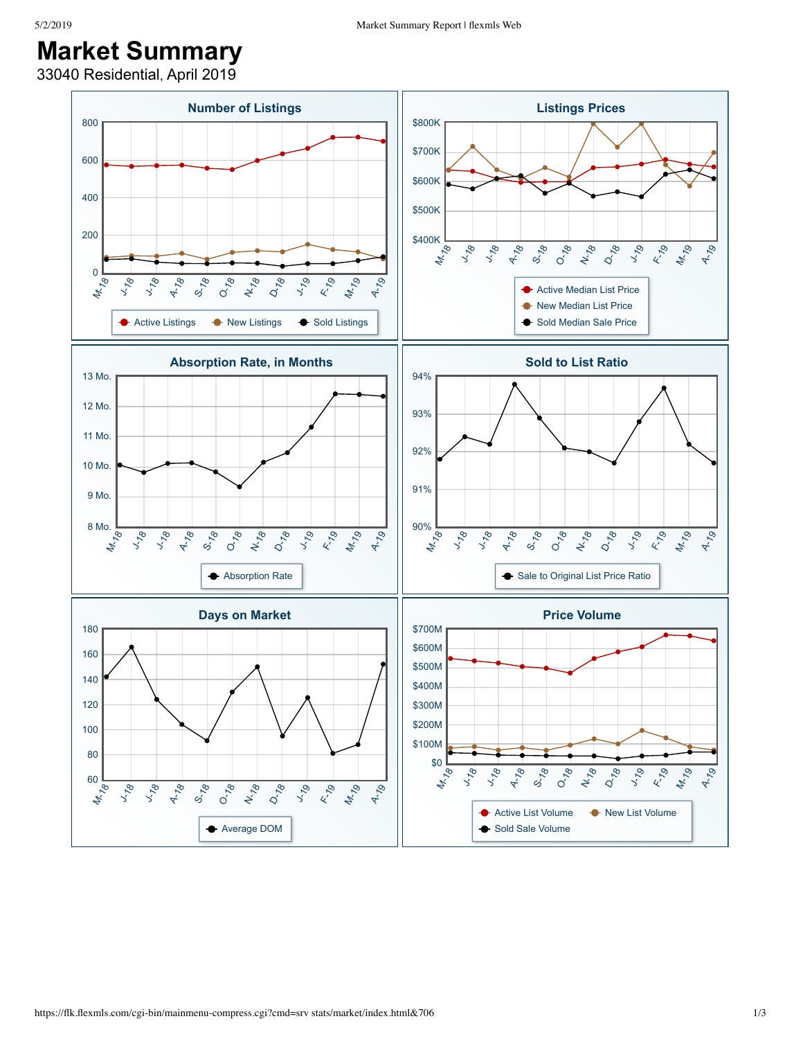# Market Summary

33040 Residential, April 2019

## Number of Listings

Y-axis: 0, 200, 400, 600, 800

X-axis: M-18, J-18, J-18, A-18, S-18, O-18, N-18, D-18, J-19, F-19, M-19, A-19

Legend: Active Listings, New Listings, Sold Listings

## Listings Prices

Y-axis: $400K, $500K, $600K, $700K, $800K

X-axis: M-18, J-18, J-18, A-18, S-18, O-18, N-18, D-18, J-19, F-19, M-19, A-19

Legend: Active Median List Price, New Median List Price, Sold Median Sale Price

## Absorption Rate, in Months

Y-axis: 8 Mo., 9 Mo., 10 Mo., 11 Mo., 12 Mo., 13 Mo.

X-axis: M-18, J-18, J-18, A-18, S-18, O-18, N-18, D-18, J-19, F-19, M-19, A-19

Legend: Absorption Rate

## Sold to List Ratio

Y-axis: 90%, 91%, 92%, 93%, 94%

X-axis: M-18, J-18, J-18, A-18, S-18, O-18, N-18, D-18, J-19, F-19, M-19, A-19

Legend: Sale to Original List Price Ratio

## Days on Market

Y-axis: 60, 80, 100, 120, 140, 160, 180

X-axis: M-18, J-18, J-18, A-18, S-18, O-18, N-18, D-18, J-19, F-19, M-19, A-19

Legend: Average DOM

## Price Volume

Y-axis: $0, $100M, $200M, $300M, $400M, $500M, $600M, $700M

X-axis: M-18, J-18, J-18, A-18, S-18, O-18, N-18, D-18, J-19, F-19, M-19, A-19

Legend: Active List Volume, New List Volume, Sold Sale Volume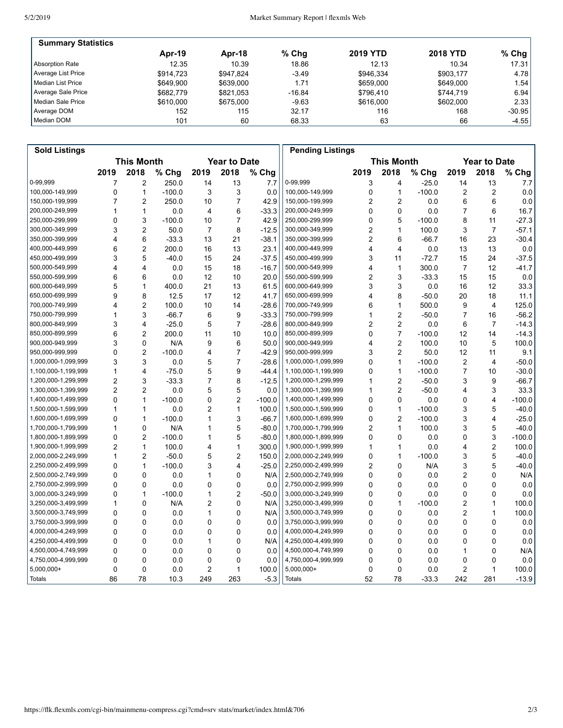| Summary Statistics | Apr-19 | Apr-18 | % Chg | 2019 YTD | 2018 YTD | % Chg |
|---|---|---|---|---|---|---|
| Absorption Rate | 12.35 | 10.39 | 18.86 | 12.13 | 10.34 | 17.31 |
| Average List Price | $914,723 | $947,824 | -3.49 | $946,334 | $903,177 | 4.78 |
| Median List Price | $649,900 | $639,000 | 1.71 | $659,000 | $649,000 | 1.54 |
| Average Sale Price | $682,779 | $821,053 | -16.84 | $796,410 | $744,719 | 6.94 |
| Median Sale Price | $610,000 | $675,000 | -9.63 | $616,000 | $602,000 | 2.33 |
| Average DOM | 152 | 115 | 32.17 | 116 | 168 | -30.95 |
| Median DOM | 101 | 60 | 68.33 | 63 | 66 | -4.55 |

| Sold Listings | This Month | | | Year to Date | | |
|---|---|---|---|---|---|---|
| | 2019 | 2018 | % Chg | 2019 | 2018 | % Chg |
| 0-99,999 | 7 | 2 | 250.0 | 14 | 13 | 7.7 |
| 100,000-149,999 | 0 | 1 | -100.0 | 3 | 3 | 0.0 |
| 150,000-199,999 | 7 | 2 | 250.0 | 10 | 7 | 42.9 |
| 200,000-249,999 | 1 | 1 | 0.0 | 4 | 6 | -33.3 |
| 250,000-299,999 | 0 | 3 | -100.0 | 10 | 7 | 42.9 |
| 300,000-349,999 | 3 | 2 | 50.0 | 7 | 8 | -12.5 |
| 350,000-399,999 | 4 | 6 | -33.3 | 13 | 21 | -38.1 |
| 400,000-449,999 | 6 | 2 | 200.0 | 16 | 13 | 23.1 |
| 450,000-499,999 | 3 | 5 | -40.0 | 15 | 24 | -37.5 |
| 500,000-549,999 | 4 | 4 | 0.0 | 15 | 18 | -16.7 |
| 550,000-599,999 | 6 | 6 | 0.0 | 12 | 10 | 20.0 |
| 600,000-649,999 | 5 | 1 | 400.0 | 21 | 13 | 61.5 |
| 650,000-699,999 | 9 | 8 | 12.5 | 17 | 12 | 41.7 |
| 700,000-749,999 | 4 | 2 | 100.0 | 10 | 14 | -28.6 |
| 750,000-799,999 | 1 | 3 | -66.7 | 6 | 9 | -33.3 |
| 800,000-849,999 | 3 | 4 | -25.0 | 5 | 7 | -28.6 |
| 850,000-899,999 | 6 | 2 | 200.0 | 11 | 10 | 10.0 |
| 900,000-949,999 | 3 | 0 | N/A | 9 | 6 | 50.0 |
| 950,000-999,999 | 0 | 2 | -100.0 | 4 | 7 | -42.9 |
| 1,000,000-1,099,999 | 3 | 3 | 0.0 | 5 | 7 | -28.6 |
| 1,100,000-1,199,999 | 1 | 4 | -75.0 | 5 | 9 | -44.4 |
| 1,200,000-1,299,999 | 2 | 3 | -33.3 | 7 | 8 | -12.5 |
| 1,300,000-1,399,999 | 2 | 2 | 0.0 | 5 | 5 | 0.0 |
| 1,400,000-1,499,999 | 0 | 1 | -100.0 | 0 | 2 | -100.0 |
| 1,500,000-1,599,999 | 1 | 1 | 0.0 | 2 | 1 | 100.0 |
| 1,600,000-1,699,999 | 0 | 1 | -100.0 | 1 | 3 | -66.7 |
| 1,700,000-1,799,999 | 1 | 0 | N/A | 1 | 5 | -80.0 |
| 1,800,000-1,899,999 | 0 | 2 | -100.0 | 1 | 5 | -80.0 |
| 1,900,000-1,999,999 | 2 | 1 | 100.0 | 4 | 1 | 300.0 |
| 2,000,000-2,249,999 | 1 | 2 | -50.0 | 5 | 2 | 150.0 |
| 2,250,000-2,499,999 | 0 | 1 | -100.0 | 3 | 4 | -25.0 |
| 2,500,000-2,749,999 | 0 | 0 | 0.0 | 1 | 0 | N/A |
| 2,750,000-2,999,999 | 0 | 0 | 0.0 | 0 | 0 | 0.0 |
| 3,000,000-3,249,999 | 0 | 1 | -100.0 | 1 | 2 | -50.0 |
| 3,250,000-3,499,999 | 1 | 0 | N/A | 2 | 0 | N/A |
| 3,500,000-3,749,999 | 0 | 0 | 0.0 | 1 | 0 | N/A |
| 3,750,000-3,999,999 | 0 | 0 | 0.0 | 0 | 0 | 0.0 |
| 4,000,000-4,249,999 | 0 | 0 | 0.0 | 0 | 0 | 0.0 |
| 4,250,000-4,499,999 | 0 | 0 | 0.0 | 1 | 0 | N/A |
| 4,500,000-4,749,999 | 0 | 0 | 0.0 | 0 | 0 | 0.0 |
| 4,750,000-4,999,999 | 0 | 0 | 0.0 | 0 | 0 | 0.0 |
| 5,000,000+ | 0 | 0 | 0.0 | 2 | 1 | 100.0 |
| Totals | 86 | 78 | 10.3 | 249 | 263 | -5.3 |

| Pending Listings | This Month | | | Year to Date | | |
|---|---|---|---|---|---|---|
| | 2019 | 2018 | % Chg | 2019 | 2018 | % Chg |
| 0-99,999 | 3 | 4 | -25.0 | 14 | 13 | 7.7 |
| 100,000-149,999 | 0 | 1 | -100.0 | 2 | 2 | 0.0 |
| 150,000-199,999 | 2 | 2 | 0.0 | 6 | 6 | 0.0 |
| 200,000-249,999 | 0 | 0 | 0.0 | 7 | 6 | 16.7 |
| 250,000-299,999 | 0 | 5 | -100.0 | 8 | 11 | -27.3 |
| 300,000-349,999 | 2 | 1 | 100.0 | 3 | 7 | -57.1 |
| 350,000-399,999 | 2 | 6 | -66.7 | 16 | 23 | -30.4 |
| 400,000-449,999 | 4 | 4 | 0.0 | 13 | 13 | 0.0 |
| 450,000-499,999 | 3 | 11 | -72.7 | 15 | 24 | -37.5 |
| 500,000-549,999 | 4 | 1 | 300.0 | 7 | 12 | -41.7 |
| 550,000-599,999 | 2 | 3 | -33.3 | 15 | 15 | 0.0 |
| 600,000-649,999 | 3 | 3 | 0.0 | 16 | 12 | 33.3 |
| 650,000-699,999 | 4 | 8 | -50.0 | 20 | 18 | 11.1 |
| 700,000-749,999 | 6 | 1 | 500.0 | 9 | 4 | 125.0 |
| 750,000-799,999 | 1 | 2 | -50.0 | 7 | 16 | -56.2 |
| 800,000-849,999 | 2 | 2 | 0.0 | 6 | 7 | -14.3 |
| 850,000-899,999 | 0 | 7 | -100.0 | 12 | 14 | -14.3 |
| 900,000-949,999 | 4 | 2 | 100.0 | 10 | 5 | 100.0 |
| 950,000-999,999 | 3 | 2 | 50.0 | 12 | 11 | 9.1 |
| 1,000,000-1,099,999 | 0 | 1 | -100.0 | 2 | 4 | -50.0 |
| 1,100,000-1,199,999 | 0 | 1 | -100.0 | 7 | 10 | -30.0 |
| 1,200,000-1,299,999 | 1 | 2 | -50.0 | 3 | 9 | -66.7 |
| 1,300,000-1,399,999 | 1 | 2 | -50.0 | 4 | 3 | 33.3 |
| 1,400,000-1,499,999 | 0 | 0 | 0.0 | 0 | 4 | -100.0 |
| 1,500,000-1,599,999 | 0 | 1 | -100.0 | 3 | 5 | -40.0 |
| 1,600,000-1,699,999 | 0 | 2 | -100.0 | 3 | 4 | -25.0 |
| 1,700,000-1,799,999 | 2 | 1 | 100.0 | 3 | 5 | -40.0 |
| 1,800,000-1,899,999 | 0 | 0 | 0.0 | 0 | 3 | -100.0 |
| 1,900,000-1,999,999 | 1 | 1 | 0.0 | 4 | 2 | 100.0 |
| 2,000,000-2,249,999 | 0 | 1 | -100.0 | 3 | 5 | -40.0 |
| 2,250,000-2,499,999 | 2 | 0 | N/A | 3 | 5 | -40.0 |
| 2,500,000-2,749,999 | 0 | 0 | 0.0 | 2 | 0 | N/A |
| 2,750,000-2,999,999 | 0 | 0 | 0.0 | 0 | 0 | 0.0 |
| 3,000,000-3,249,999 | 0 | 0 | 0.0 | 0 | 0 | 0.0 |
| 3,250,000-3,499,999 | 0 | 1 | -100.0 | 2 | 1 | 100.0 |
| 3,500,000-3,749,999 | 0 | 0 | 0.0 | 2 | 1 | 100.0 |
| 3,750,000-3,999,999 | 0 | 0 | 0.0 | 0 | 0 | 0.0 |
| 4,000,000-4,249,999 | 0 | 0 | 0.0 | 0 | 0 | 0.0 |
| 4,250,000-4,499,999 | 0 | 0 | 0.0 | 0 | 0 | 0.0 |
| 4,500,000-4,749,999 | 0 | 0 | 0.0 | 1 | 0 | N/A |
| 4,750,000-4,999,999 | 0 | 0 | 0.0 | 0 | 0 | 0.0 |
| 5,000,000+ | 0 | 0 | 0.0 | 2 | 1 | 100.0 |
| Totals | 52 | 78 | -33.3 | 242 | 281 | -13.9 |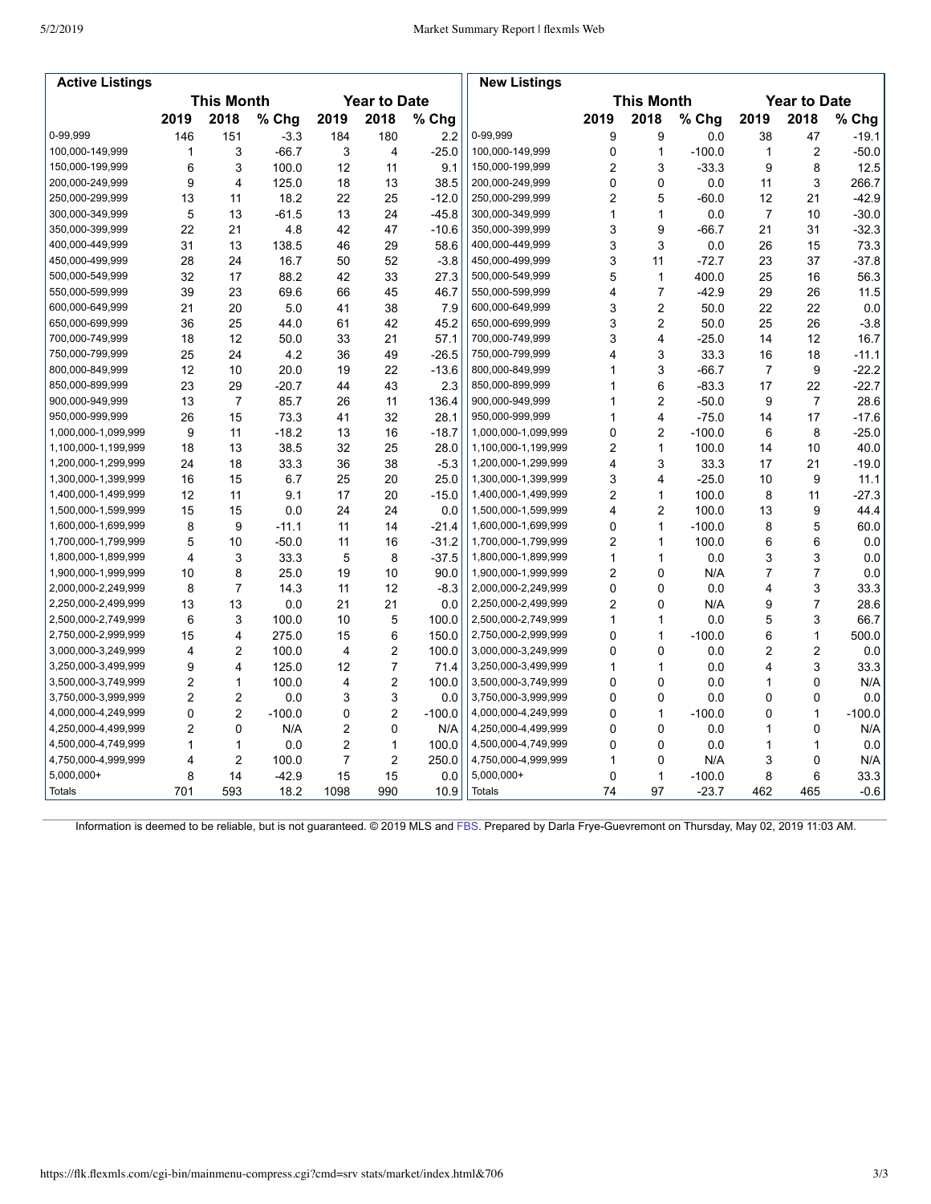| Active Listings | This Month | | | Year to Date | | |
|---|---|---|---|---|---|---|
| | 2019 | 2018 | % Chg | 2019 | 2018 | % Chg |
| 0-99,999 | 146 | 151 | -3.3 | 184 | 180 | 2.2 |
| 100,000-149,999 | 1 | 3 | -66.7 | 3 | 4 | -25.0 |
| 150,000-199,999 | 6 | 3 | 100.0 | 12 | 11 | 9.1 |
| 200,000-249,999 | 9 | 4 | 125.0 | 18 | 13 | 38.5 |
| 250,000-299,999 | 13 | 11 | 18.2 | 22 | 25 | -12.0 |
| 300,000-349,999 | 5 | 13 | -61.5 | 13 | 24 | -45.8 |
| 350,000-399,999 | 22 | 21 | 4.8 | 42 | 47 | -10.6 |
| 400,000-449,999 | 31 | 13 | 138.5 | 46 | 29 | 58.6 |
| 450,000-499,999 | 28 | 24 | 16.7 | 50 | 52 | -3.8 |
| 500,000-549,999 | 32 | 17 | 88.2 | 42 | 33 | 27.3 |
| 550,000-599,999 | 39 | 23 | 69.6 | 66 | 45 | 46.7 |
| 600,000-649,999 | 21 | 20 | 5.0 | 41 | 38 | 7.9 |
| 650,000-699,999 | 36 | 25 | 44.0 | 61 | 42 | 45.2 |
| 700,000-749,999 | 18 | 12 | 50.0 | 33 | 21 | 57.1 |
| 750,000-799,999 | 25 | 24 | 4.2 | 36 | 49 | -26.5 |
| 800,000-849,999 | 12 | 10 | 20.0 | 19 | 22 | -13.6 |
| 850,000-899,999 | 23 | 29 | -20.7 | 44 | 43 | 2.3 |
| 900,000-949,999 | 13 | 7 | 85.7 | 26 | 11 | 136.4 |
| 950,000-999,999 | 26 | 15 | 73.3 | 41 | 32 | 28.1 |
| 1,000,000-1,099,999 | 9 | 11 | -18.2 | 13 | 16 | -18.7 |
| 1,100,000-1,199,999 | 18 | 13 | 38.5 | 32 | 25 | 28.0 |
| 1,200,000-1,299,999 | 24 | 18 | 33.3 | 36 | 38 | -5.3 |
| 1,300,000-1,399,999 | 16 | 15 | 6.7 | 25 | 20 | 25.0 |
| 1,400,000-1,499,999 | 12 | 11 | 9.1 | 17 | 20 | -15.0 |
| 1,500,000-1,599,999 | 15 | 15 | 0.0 | 24 | 24 | 0.0 |
| 1,600,000-1,699,999 | 8 | 9 | -11.1 | 11 | 14 | -21.4 |
| 1,700,000-1,799,999 | 5 | 10 | -50.0 | 11 | 16 | -31.2 |
| 1,800,000-1,899,999 | 4 | 3 | 33.3 | 5 | 8 | -37.5 |
| 1,900,000-1,999,999 | 10 | 8 | 25.0 | 19 | 10 | 90.0 |
| 2,000,000-2,249,999 | 8 | 7 | 14.3 | 11 | 12 | -8.3 |
| 2,250,000-2,499,999 | 13 | 13 | 0.0 | 21 | 21 | 0.0 |
| 2,500,000-2,749,999 | 6 | 3 | 100.0 | 10 | 5 | 100.0 |
| 2,750,000-2,999,999 | 15 | 4 | 275.0 | 15 | 6 | 150.0 |
| 3,000,000-3,249,999 | 4 | 2 | 100.0 | 4 | 2 | 100.0 |
| 3,250,000-3,499,999 | 9 | 4 | 125.0 | 12 | 7 | 71.4 |
| 3,500,000-3,749,999 | 2 | 1 | 100.0 | 4 | 2 | 100.0 |
| 3,750,000-3,999,999 | 2 | 2 | 0.0 | 3 | 3 | 0.0 |
| 4,000,000-4,249,999 | 0 | 2 | -100.0 | 0 | 2 | -100.0 |
| 4,250,000-4,499,999 | 2 | 0 | N/A | 2 | 0 | N/A |
| 4,500,000-4,749,999 | 1 | 1 | 0.0 | 2 | 1 | 100.0 |
| 4,750,000-4,999,999 | 4 | 2 | 100.0 | 7 | 2 | 250.0 |
| 5,000,000+ | 8 | 14 | -42.9 | 15 | 15 | 0.0 |
| Totals | 701 | 593 | 18.2 | 1098 | 990 | 10.9 |

| New Listings | This Month | | | Year to Date | | |
|---|---|---|---|---|---|---|
| | 2019 | 2018 | % Chg | 2019 | 2018 | % Chg |
| 0-99,999 | 9 | 9 | 0.0 | 38 | 47 | -19.1 |
| 100,000-149,999 | 0 | 1 | -100.0 | 1 | 2 | -50.0 |
| 150,000-199,999 | 2 | 3 | -33.3 | 9 | 8 | 12.5 |
| 200,000-249,999 | 0 | 0 | 0.0 | 11 | 3 | 266.7 |
| 250,000-299,999 | 2 | 5 | -60.0 | 12 | 21 | -42.9 |
| 300,000-349,999 | 1 | 1 | 0.0 | 7 | 10 | -30.0 |
| 350,000-399,999 | 3 | 9 | -66.7 | 21 | 31 | -32.3 |
| 400,000-449,999 | 3 | 3 | 0.0 | 26 | 15 | 73.3 |
| 450,000-499,999 | 3 | 11 | -72.7 | 23 | 37 | -37.8 |
| 500,000-549,999 | 5 | 1 | 400.0 | 25 | 16 | 56.3 |
| 550,000-599,999 | 4 | 7 | -42.9 | 29 | 26 | 11.5 |
| 600,000-649,999 | 3 | 2 | 50.0 | 22 | 22 | 0.0 |
| 650,000-699,999 | 3 | 2 | 50.0 | 25 | 26 | -3.8 |
| 700,000-749,999 | 3 | 4 | -25.0 | 14 | 12 | 16.7 |
| 750,000-799,999 | 4 | 3 | 33.3 | 16 | 18 | -11.1 |
| 800,000-849,999 | 1 | 3 | -66.7 | 7 | 9 | -22.2 |
| 850,000-899,999 | 1 | 6 | -83.3 | 17 | 22 | -22.7 |
| 900,000-949,999 | 1 | 2 | -50.0 | 9 | 7 | 28.6 |
| 950,000-999,999 | 1 | 4 | -75.0 | 14 | 17 | -17.6 |
| 1,000,000-1,099,999 | 0 | 2 | -100.0 | 6 | 8 | -25.0 |
| 1,100,000-1,199,999 | 2 | 1 | 100.0 | 14 | 10 | 40.0 |
| 1,200,000-1,299,999 | 4 | 3 | 33.3 | 17 | 21 | -19.0 |
| 1,300,000-1,399,999 | 3 | 4 | -25.0 | 10 | 9 | 11.1 |
| 1,400,000-1,499,999 | 2 | 1 | 100.0 | 8 | 11 | -27.3 |
| 1,500,000-1,599,999 | 4 | 2 | 100.0 | 13 | 9 | 44.4 |
| 1,600,000-1,699,999 | 0 | 1 | -100.0 | 8 | 5 | 60.0 |
| 1,700,000-1,799,999 | 2 | 1 | 100.0 | 6 | 6 | 0.0 |
| 1,800,000-1,899,999 | 1 | 1 | 0.0 | 3 | 3 | 0.0 |
| 1,900,000-1,999,999 | 2 | 0 | N/A | 7 | 7 | 0.0 |
| 2,000,000-2,249,999 | 0 | 0 | 0.0 | 4 | 3 | 33.3 |
| 2,250,000-2,499,999 | 2 | 0 | N/A | 9 | 7 | 28.6 |
| 2,500,000-2,749,999 | 1 | 1 | 0.0 | 5 | 3 | 66.7 |
| 2,750,000-2,999,999 | 0 | 1 | -100.0 | 6 | 1 | 500.0 |
| 3,000,000-3,249,999 | 0 | 0 | 0.0 | 2 | 2 | 0.0 |
| 3,250,000-3,499,999 | 1 | 1 | 0.0 | 4 | 3 | 33.3 |
| 3,500,000-3,749,999 | 0 | 0 | 0.0 | 1 | 0 | N/A |
| 3,750,000-3,999,999 | 0 | 0 | 0.0 | 0 | 0 | 0.0 |
| 4,000,000-4,249,999 | 0 | 1 | -100.0 | 0 | 1 | -100.0 |
| 4,250,000-4,499,999 | 0 | 0 | 0.0 | 1 | 0 | N/A |
| 4,500,000-4,749,999 | 0 | 0 | 0.0 | 1 | 1 | 0.0 |
| 4,750,000-4,999,999 | 1 | 0 | N/A | 3 | 0 | N/A |
| 5,000,000+ | 0 | 1 | -100.0 | 8 | 6 | 33.3 |
| Totals | 74 | 97 | -23.7 | 462 | 465 | -0.6 |

Information is deemed to be reliable, but is not guaranteed. © 2019 MLS and FBS. Prepared by Darla Frye-Guevremont on Thursday, May 02, 2019 11:03 AM.